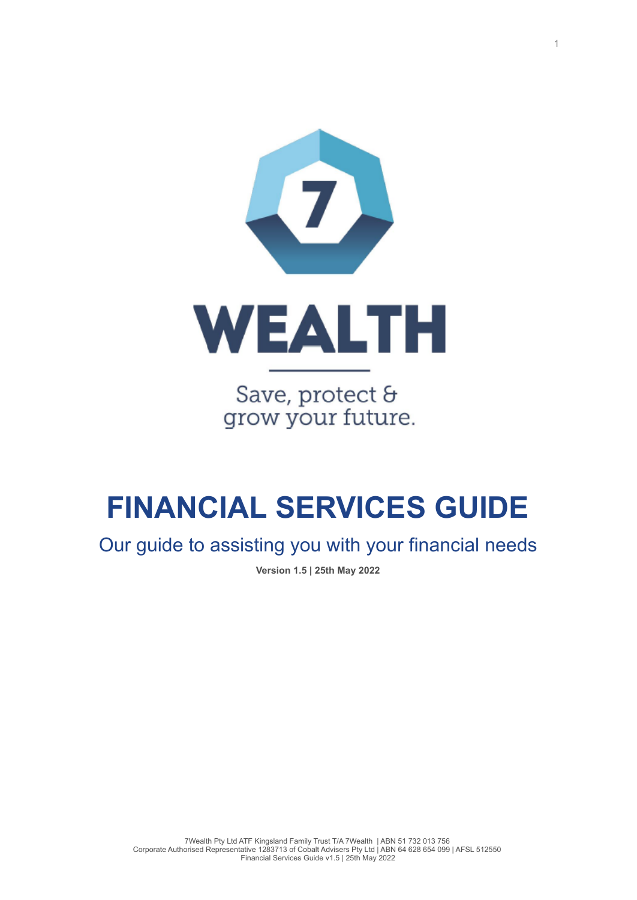WEALTH

Save, protect &
grow your future.

# FINANCIAL SERVICES GUIDE

## Our guide to assisting you with your financial needs

**Version 1.5 | 25th May 2022**

7Wealth Pty Ltd ATF Kingsland Family Trust T/A 7Wealth | ABN 51 732 013 756
Corporate Authorised Representative 1283713 of Cobalt Advisers Pty Ltd | ABN 64 628 654 099 | AFSL 512550
Financial Services Guide v1.5 | 25th May 2022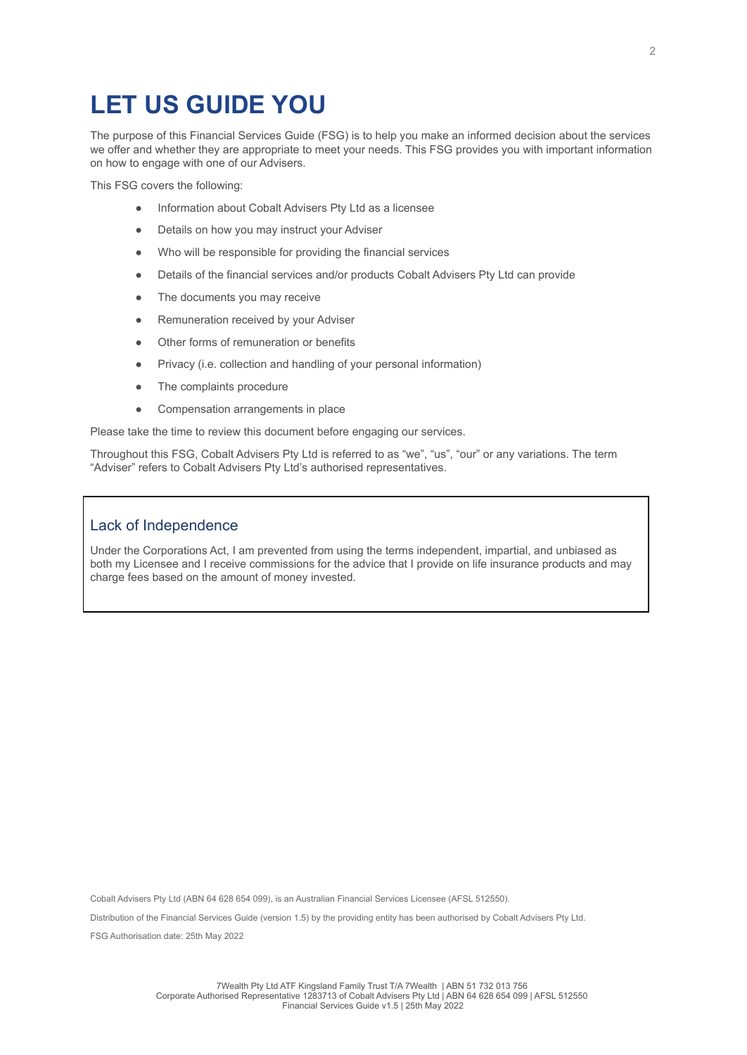# LET US GUIDE YOU

The purpose of this Financial Services Guide (FSG) is to help you make an informed decision about the services we offer and whether they are appropriate to meet your needs. This FSG provides you with important information on how to engage with one of our Advisers.

This FSG covers the following:

- Information about Cobalt Advisers Pty Ltd as a licensee
- Details on how you may instruct your Adviser
- Who will be responsible for providing the financial services
- Details of the financial services and/or products Cobalt Advisers Pty Ltd can provide
- The documents you may receive
- Remuneration received by your Adviser
- Other forms of remuneration or benefits
- Privacy (i.e. collection and handling of your personal information)
- The complaints procedure
- Compensation arrangements in place

Please take the time to review this document before engaging our services.

Throughout this FSG, Cobalt Advisers Pty Ltd is referred to as "we", "us", "our" or any variations. The term "Adviser" refers to Cobalt Advisers Pty Ltd's authorised representatives.

## Lack of Independence

Under the Corporations Act, I am prevented from using the terms independent, impartial, and unbiased as both my Licensee and I receive commissions for the advice that I provide on life insurance products and may charge fees based on the amount of money invested.

Cobalt Advisers Pty Ltd (ABN 64 628 654 099), is an Australian Financial Services Licensee (AFSL 512550).

Distribution of the Financial Services Guide (version 1.5) by the providing entity has been authorised by Cobalt Advisers Pty Ltd.

FSG Authorisation date: 25th May 2022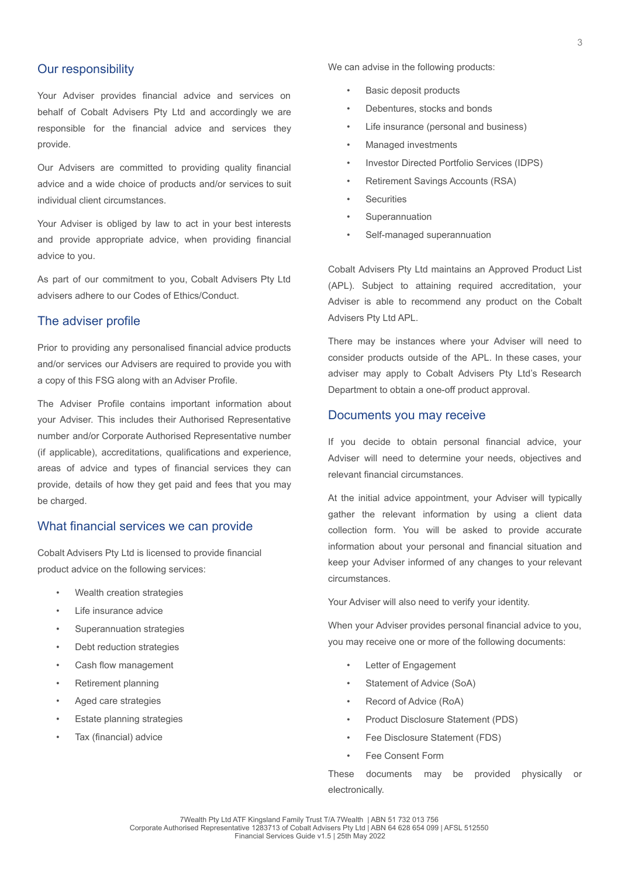## Our responsibility

Your Adviser provides financial advice and services on behalf of Cobalt Advisers Pty Ltd and accordingly we are responsible for the financial advice and services they provide.

Our Advisers are committed to providing quality financial advice and a wide choice of products and/or services to suit individual client circumstances.

Your Adviser is obliged by law to act in your best interests and provide appropriate advice, when providing financial advice to you.

As part of our commitment to you, Cobalt Advisers Pty Ltd advisers adhere to our Codes of Ethics/Conduct.

## The adviser profile

Prior to providing any personalised financial advice products and/or services our Advisers are required to provide you with a copy of this FSG along with an Adviser Profile.

The Adviser Profile contains important information about your Adviser. This includes their Authorised Representative number and/or Corporate Authorised Representative number (if applicable), accreditations, qualifications and experience, areas of advice and types of financial services they can provide, details of how they get paid and fees that you may be charged.

## What financial services we can provide

Cobalt Advisers Pty Ltd is licensed to provide financial product advice on the following services:

- Wealth creation strategies
- Life insurance advice
- Superannuation strategies
- Debt reduction strategies
- Cash flow management
- Retirement planning
- Aged care strategies
- Estate planning strategies
- Tax (financial) advice

We can advise in the following products:

- Basic deposit products
- Debentures, stocks and bonds
- Life insurance (personal and business)
- Managed investments
- Investor Directed Portfolio Services (IDPS)
- Retirement Savings Accounts (RSA)
- Securities
- Superannuation
- Self-managed superannuation

Cobalt Advisers Pty Ltd maintains an Approved Product List (APL). Subject to attaining required accreditation, your Adviser is able to recommend any product on the Cobalt Advisers Pty Ltd APL.

There may be instances where your Adviser will need to consider products outside of the APL. In these cases, your adviser may apply to Cobalt Advisers Pty Ltd's Research Department to obtain a one-off product approval.

## Documents you may receive

If you decide to obtain personal financial advice, your Adviser will need to determine your needs, objectives and relevant financial circumstances.

At the initial advice appointment, your Adviser will typically gather the relevant information by using a client data collection form. You will be asked to provide accurate information about your personal and financial situation and keep your Adviser informed of any changes to your relevant circumstances.

Your Adviser will also need to verify your identity.

When your Adviser provides personal financial advice to you, you may receive one or more of the following documents:

- Letter of Engagement
- Statement of Advice (SoA)
- Record of Advice (RoA)
- Product Disclosure Statement (PDS)
- Fee Disclosure Statement (FDS)
- Fee Consent Form

These documents may be provided physically or electronically.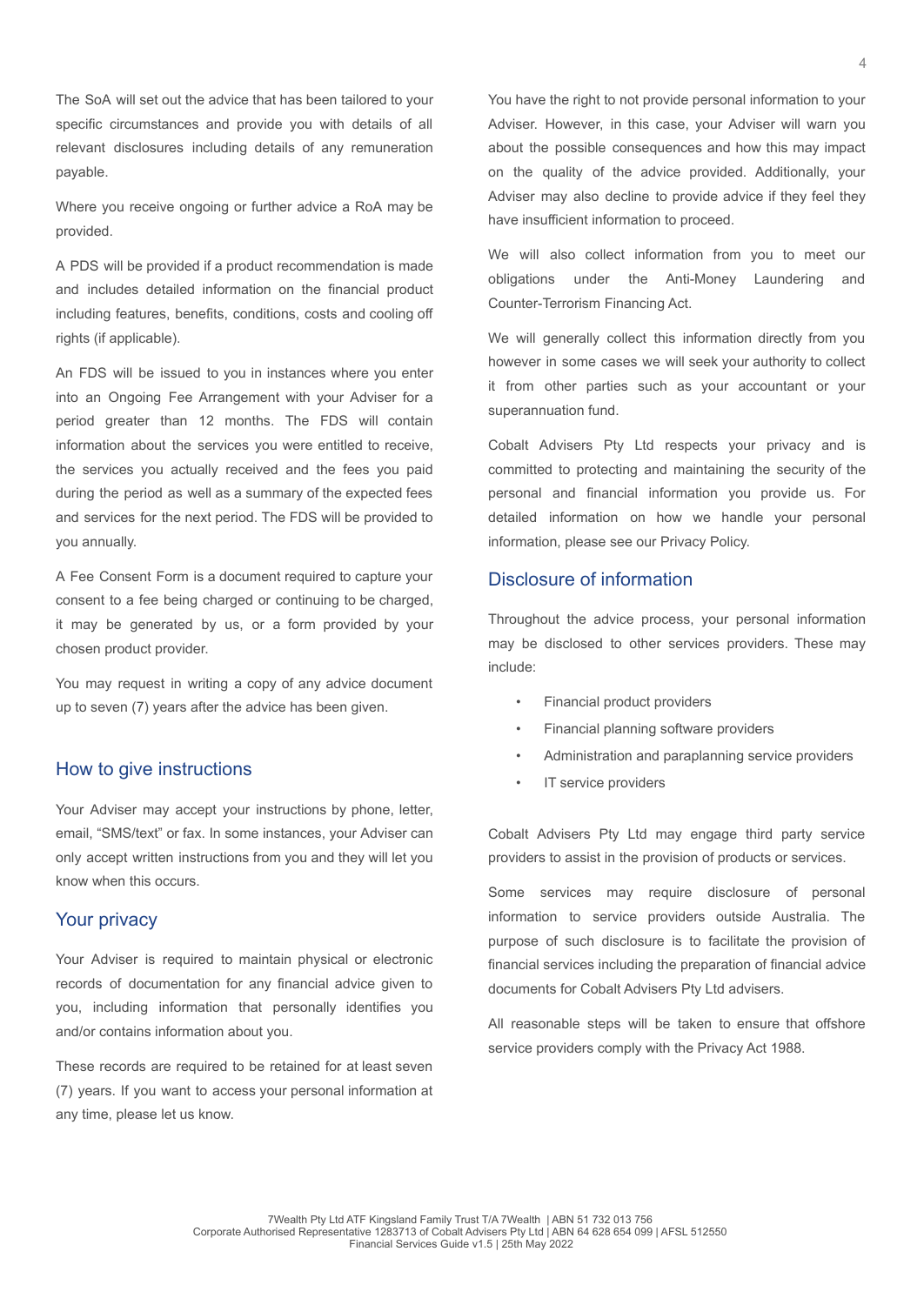The SoA will set out the advice that has been tailored to your specific circumstances and provide you with details of all relevant disclosures including details of any remuneration payable.

Where you receive ongoing or further advice a RoA may be provided.

A PDS will be provided if a product recommendation is made and includes detailed information on the financial product including features, benefits, conditions, costs and cooling off rights (if applicable).

An FDS will be issued to you in instances where you enter into an Ongoing Fee Arrangement with your Adviser for a period greater than 12 months. The FDS will contain information about the services you were entitled to receive, the services you actually received and the fees you paid during the period as well as a summary of the expected fees and services for the next period. The FDS will be provided to you annually.

A Fee Consent Form is a document required to capture your consent to a fee being charged or continuing to be charged, it may be generated by us, or a form provided by your chosen product provider.

You may request in writing a copy of any advice document up to seven (7) years after the advice has been given.

## How to give instructions

Your Adviser may accept your instructions by phone, letter, email, "SMS/text" or fax. In some instances, your Adviser can only accept written instructions from you and they will let you know when this occurs.

## Your privacy

Your Adviser is required to maintain physical or electronic records of documentation for any financial advice given to you, including information that personally identifies you and/or contains information about you.

These records are required to be retained for at least seven (7) years. If you want to access your personal information at any time, please let us know.

You have the right to not provide personal information to your Adviser. However, in this case, your Adviser will warn you about the possible consequences and how this may impact on the quality of the advice provided. Additionally, your Adviser may also decline to provide advice if they feel they have insufficient information to proceed.

We will also collect information from you to meet our obligations under the Anti-Money Laundering and Counter-Terrorism Financing Act.

We will generally collect this information directly from you however in some cases we will seek your authority to collect it from other parties such as your accountant or your superannuation fund.

Cobalt Advisers Pty Ltd respects your privacy and is committed to protecting and maintaining the security of the personal and financial information you provide us. For detailed information on how we handle your personal information, please see our Privacy Policy.

## Disclosure of information

Throughout the advice process, your personal information may be disclosed to other services providers. These may include:

- Financial product providers
- Financial planning software providers
- Administration and paraplanning service providers
- IT service providers

Cobalt Advisers Pty Ltd may engage third party service providers to assist in the provision of products or services.

Some services may require disclosure of personal information to service providers outside Australia. The purpose of such disclosure is to facilitate the provision of financial services including the preparation of financial advice documents for Cobalt Advisers Pty Ltd advisers.

All reasonable steps will be taken to ensure that offshore service providers comply with the Privacy Act 1988.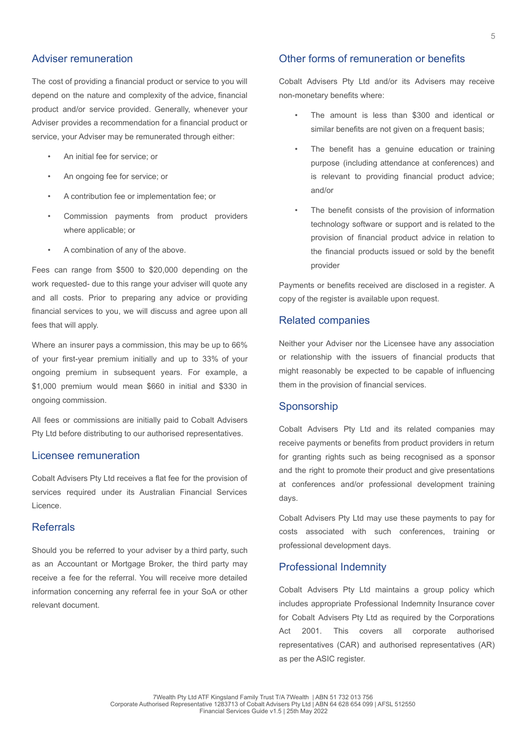## Adviser remuneration

The cost of providing a financial product or service to you will depend on the nature and complexity of the advice, financial product and/or service provided. Generally, whenever your Adviser provides a recommendation for a financial product or service, your Adviser may be remunerated through either:

- An initial fee for service; or
- An ongoing fee for service; or
- A contribution fee or implementation fee; or
- Commission payments from product providers where applicable; or
- A combination of any of the above.

Fees can range from $500 to $20,000 depending on the work requested- due to this range your adviser will quote any and all costs. Prior to preparing any advice or providing financial services to you, we will discuss and agree upon all fees that will apply.

Where an insurer pays a commission, this may be up to 66% of your first-year premium initially and up to 33% of your ongoing premium in subsequent years. For example, a $1,000 premium would mean $660 in initial and $330 in ongoing commission.

All fees or commissions are initially paid to Cobalt Advisers Pty Ltd before distributing to our authorised representatives.

## Licensee remuneration

Cobalt Advisers Pty Ltd receives a flat fee for the provision of services required under its Australian Financial Services Licence.

## Referrals

Should you be referred to your adviser by a third party, such as an Accountant or Mortgage Broker, the third party may receive a fee for the referral. You will receive more detailed information concerning any referral fee in your SoA or other relevant document.

## Other forms of remuneration or benefits

Cobalt Advisers Pty Ltd and/or its Advisers may receive non-monetary benefits where:

- The amount is less than $300 and identical or similar benefits are not given on a frequent basis;
- The benefit has a genuine education or training purpose (including attendance at conferences) and is relevant to providing financial product advice; and/or
- The benefit consists of the provision of information technology software or support and is related to the provision of financial product advice in relation to the financial products issued or sold by the benefit provider

Payments or benefits received are disclosed in a register. A copy of the register is available upon request.

## Related companies

Neither your Adviser nor the Licensee have any association or relationship with the issuers of financial products that might reasonably be expected to be capable of influencing them in the provision of financial services.

## Sponsorship

Cobalt Advisers Pty Ltd and its related companies may receive payments or benefits from product providers in return for granting rights such as being recognised as a sponsor and the right to promote their product and give presentations at conferences and/or professional development training days.

Cobalt Advisers Pty Ltd may use these payments to pay for costs associated with such conferences, training or professional development days.

## Professional Indemnity

Cobalt Advisers Pty Ltd maintains a group policy which includes appropriate Professional Indemnity Insurance cover for Cobalt Advisers Pty Ltd as required by the Corporations Act 2001. This covers all corporate authorised representatives (CAR) and authorised representatives (AR) as per the ASIC register.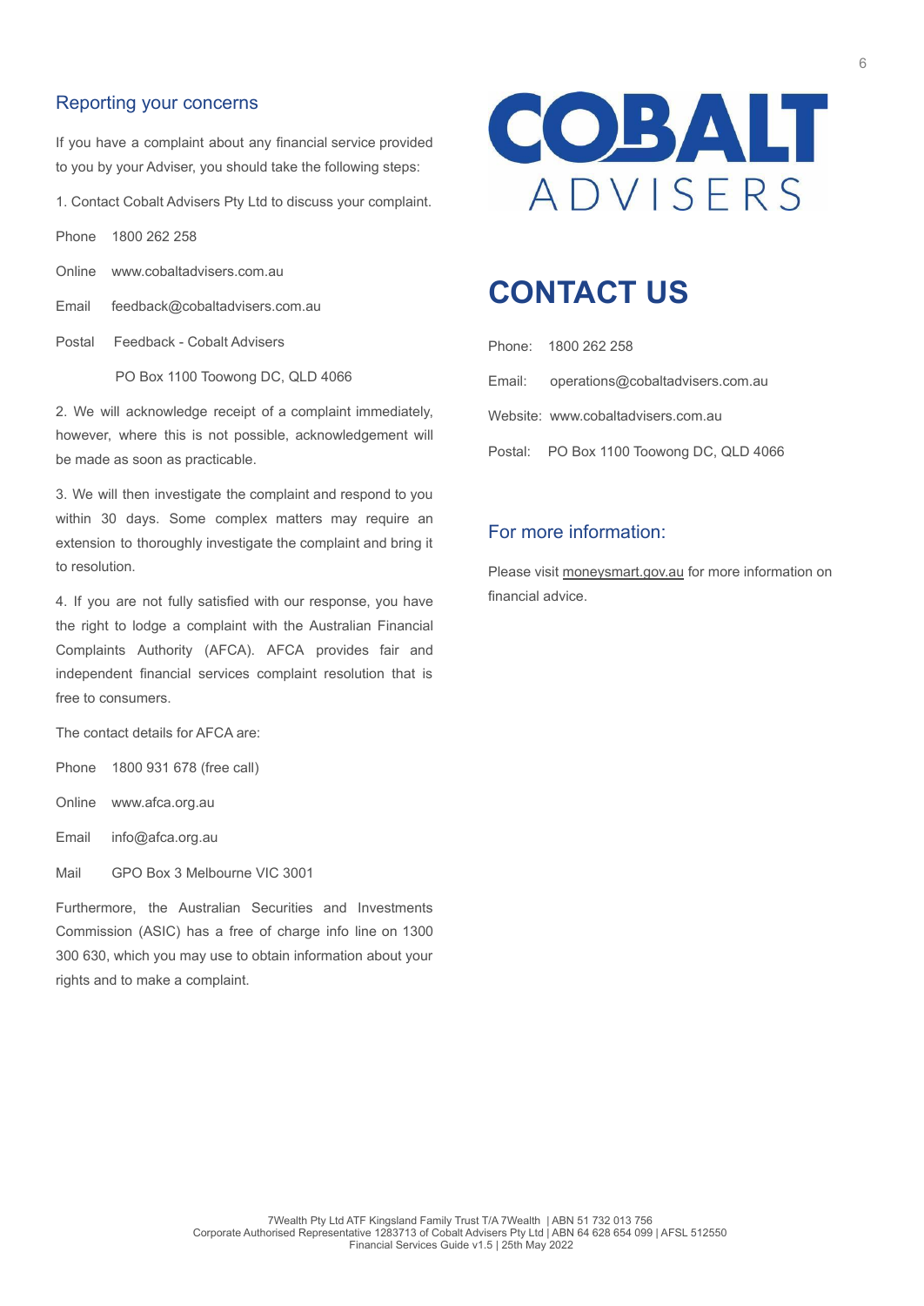## Reporting your concerns

If you have a complaint about any financial service provided to you by your Adviser, you should take the following steps:

1. Contact Cobalt Advisers Pty Ltd to discuss your complaint.

Phone 1800 262 258

Online www.cobaltadvisers.com.au

Email feedback@cobaltadvisers.com.au

Postal Feedback - Cobalt Advisers
PO Box 1100 Toowong DC, QLD 4066

2. We will acknowledge receipt of a complaint immediately, however, where this is not possible, acknowledgement will be made as soon as practicable.

3. We will then investigate the complaint and respond to you within 30 days. Some complex matters may require an extension to thoroughly investigate the complaint and bring it to resolution.

4. If you are not fully satisfied with our response, you have the right to lodge a complaint with the Australian Financial Complaints Authority (AFCA). AFCA provides fair and independent financial services complaint resolution that is free to consumers.

The contact details for AFCA are:

Phone 1800 931 678 (free call)

Online www.afca.org.au

Email info@afca.org.au

Mail GPO Box 3 Melbourne VIC 3001

Furthermore, the Australian Securities and Investments Commission (ASIC) has a free of charge info line on 1300 300 630, which you may use to obtain information about your rights and to make a complaint.

COBALT ADVISERS

# CONTACT US

Phone: 1800 262 258

Email: operations@cobaltadvisers.com.au

Website: www.cobaltadvisers.com.au

Postal: PO Box 1100 Toowong DC, QLD 4066

## For more information:

Please visit moneysmart.gov.au for more information on financial advice.

7Wealth Pty Ltd ATF Kingsland Family Trust T/A 7Wealth | ABN 51 732 013 756
Corporate Authorised Representative 1283713 of Cobalt Advisers Pty Ltd | ABN 64 628 654 099 | AFSL 512550
Financial Services Guide v1.5 | 25th May 2022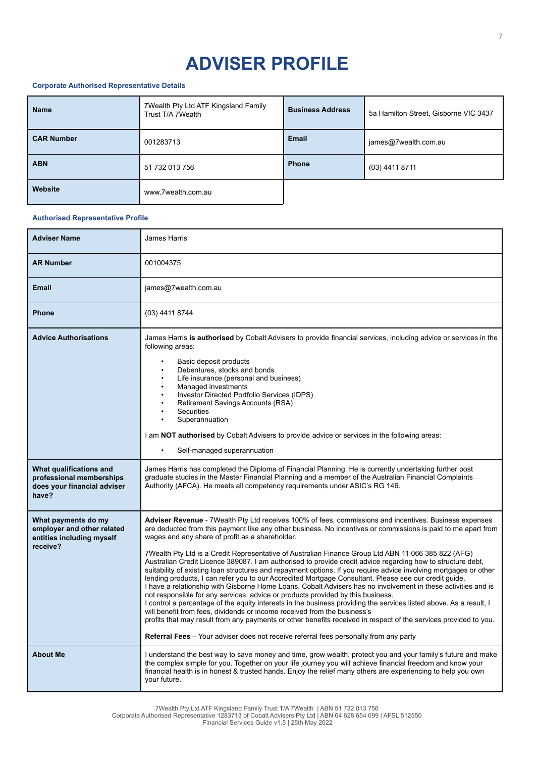# ADVISER PROFILE

### Corporate Authorised Representative Details

| | | | |
|---|---|---|---|
| **Name** | 7Wealth Pty Ltd ATF Kingsland Family Trust T/A 7Wealth | **Business Address** | 5a Hamilton Street, Gisborne VIC 3437 |
| **CAR Number** | 001283713 | **Email** | james@7wealth.com.au |
| **ABN** | 51 732 013 756 | **Phone** | (03) 4411 8711 |
| **Website** | www.7wealth.com.au | | |

### Authorised Representative Profile

| | |
|---|---|
| **Adviser Name** | James Harris |
| **AR Number** | 001004375 |
| **Email** | james@7wealth.com.au |
| **Phone** | (03) 4411 8744 |
| **Advice Authorisations** | James Harris **is authorised** by Cobalt Advisers to provide financial services, including advice or services in the following areas:<br>• Basic deposit products<br>• Debentures, stocks and bonds<br>• Life insurance (personal and business)<br>• Managed investments<br>• Investor Directed Portfolio Services (IDPS)<br>• Retirement Savings Accounts (RSA)<br>• Securities<br>• Superannuation<br><br>I am **NOT authorised** by Cobalt Advisers to provide advice or services in the following areas:<br>• Self-managed superannuation |
| **What qualifications and professional memberships does your financial adviser have?** | James Harris has completed the Diploma of Financial Planning. He is currently undertaking further post graduate studies in the Master Financial Planning and a member of the Australian Financial Complaints Authority (AFCA). He meets all competency requirements under ASIC's RG 146. |
| **What payments do my employer and other related entities including myself receive?** | **Adviser Revenue** - 7Wealth Pty Ltd receives 100% of fees, commissions and incentives. Business expenses are deducted from this payment like any other business. No incentives or commissions is paid to me apart from wages and any share of profit as a shareholder.<br><br>7Wealth Pty Ltd is a Credit Representative of Australian Finance Group Ltd ABN 11 066 385 822 (AFG) Australian Credit Licence 389087. I am authorised to provide credit advice regarding how to structure debt, suitability of existing loan structures and repayment options. If you require advice involving mortgages or other lending products, I can refer you to our Accredited Mortgage Consultant. Please see our credit guide.<br>I have a relationship with Gisborne Home Loans. Cobalt Advisers has no involvement in these activities and is not responsible for any services, advice or products provided by this business.<br>I control a percentage of the equity interests in the business providing the services listed above. As a result, I will benefit from fees, dividends or income received from the business's<br>profits that may result from any payments or other benefits received in respect of the services provided to you.<br><br>**Referral Fees** – Your adviser does not receive referral fees personally from any party |
| **About Me** | I understand the best way to save money and time, grow wealth, protect you and your family's future and make the complex simple for you. Together on your life journey you will achieve financial freedom and know your financial health is in honest & trusted hands. Enjoy the relief many others are experiencing to help you own your future. |

7Wealth Pty Ltd ATF Kingsland Family Trust T/A 7Wealth | ABN 51 732 013 756
Corporate Authorised Representative 1283713 of Cobalt Advisers Pty Ltd | ABN 64 628 654 099 | AFSL 512550
Financial Services Guide v1.5 | 25th May 2022